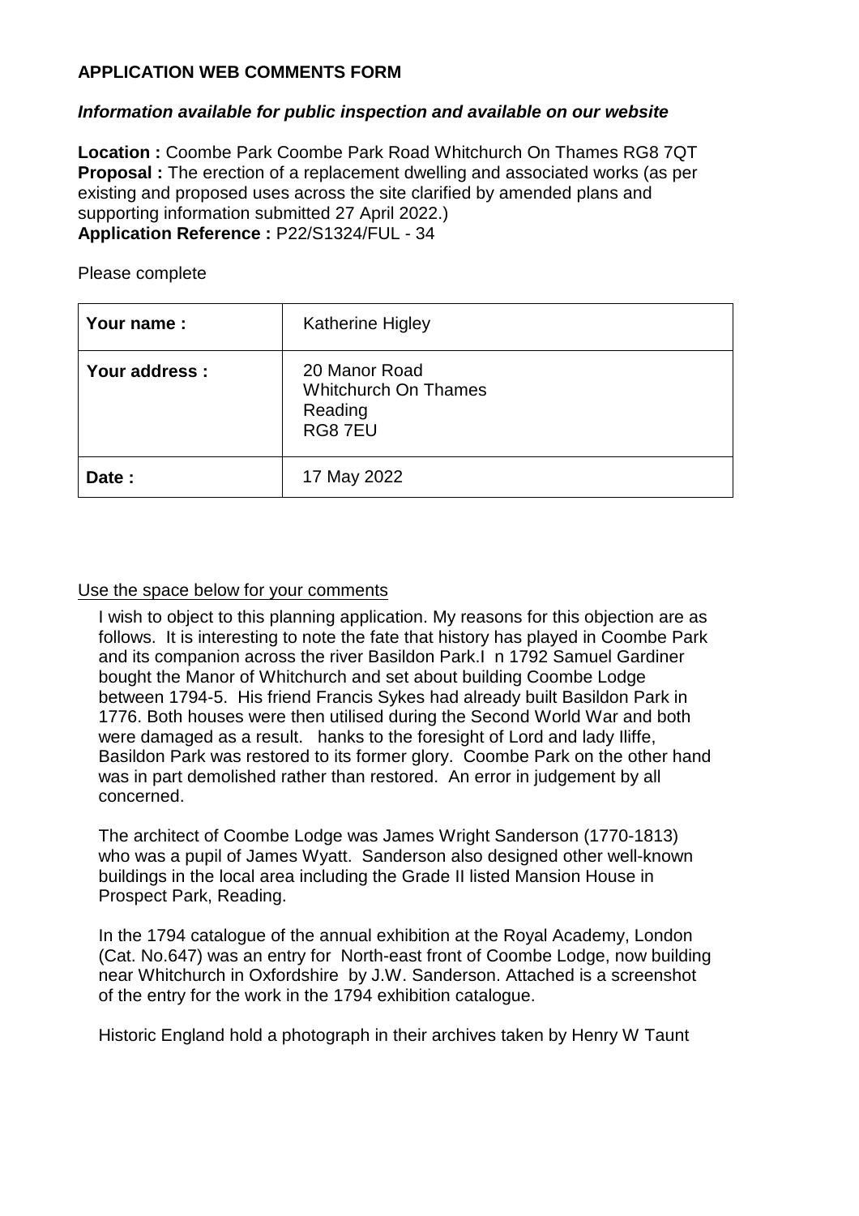**APPLICATION WEB COMMENTS FORM**

***Information available for public inspection and available on our website***

**Location :** Coombe Park Coombe Park Road Whitchurch On Thames RG8 7QT
**Proposal :** The erection of a replacement dwelling and associated works (as per existing and proposed uses across the site clarified by amended plans and supporting information submitted 27 April 2022.)
**Application Reference :** P22/S1324/FUL - 34

Please complete

| | |
|---|---|
| **Your name :** | Katherine Higley |
| **Your address :** | 20 Manor Road<br>Whitchurch On Thames<br>Reading<br>RG8 7EU |
| **Date :** | 17 May 2022 |

Use the space below for your comments

I wish to object to this planning application. My reasons for this objection are as follows. It is interesting to note the fate that history has played in Coombe Park and its companion across the river Basildon Park.I n 1792 Samuel Gardiner bought the Manor of Whitchurch and set about building Coombe Lodge between 1794-5. His friend Francis Sykes had already built Basildon Park in 1776. Both houses were then utilised during the Second World War and both were damaged as a result. hanks to the foresight of Lord and lady Iliffe, Basildon Park was restored to its former glory. Coombe Park on the other hand was in part demolished rather than restored. An error in judgement by all concerned.

The architect of Coombe Lodge was James Wright Sanderson (1770-1813) who was a pupil of James Wyatt. Sanderson also designed other well-known buildings in the local area including the Grade II listed Mansion House in Prospect Park, Reading.

In the 1794 catalogue of the annual exhibition at the Royal Academy, London (Cat. No.647) was an entry for North-east front of Coombe Lodge, now building near Whitchurch in Oxfordshire by J.W. Sanderson. Attached is a screenshot of the entry for the work in the 1794 exhibition catalogue.

Historic England hold a photograph in their archives taken by Henry W Taunt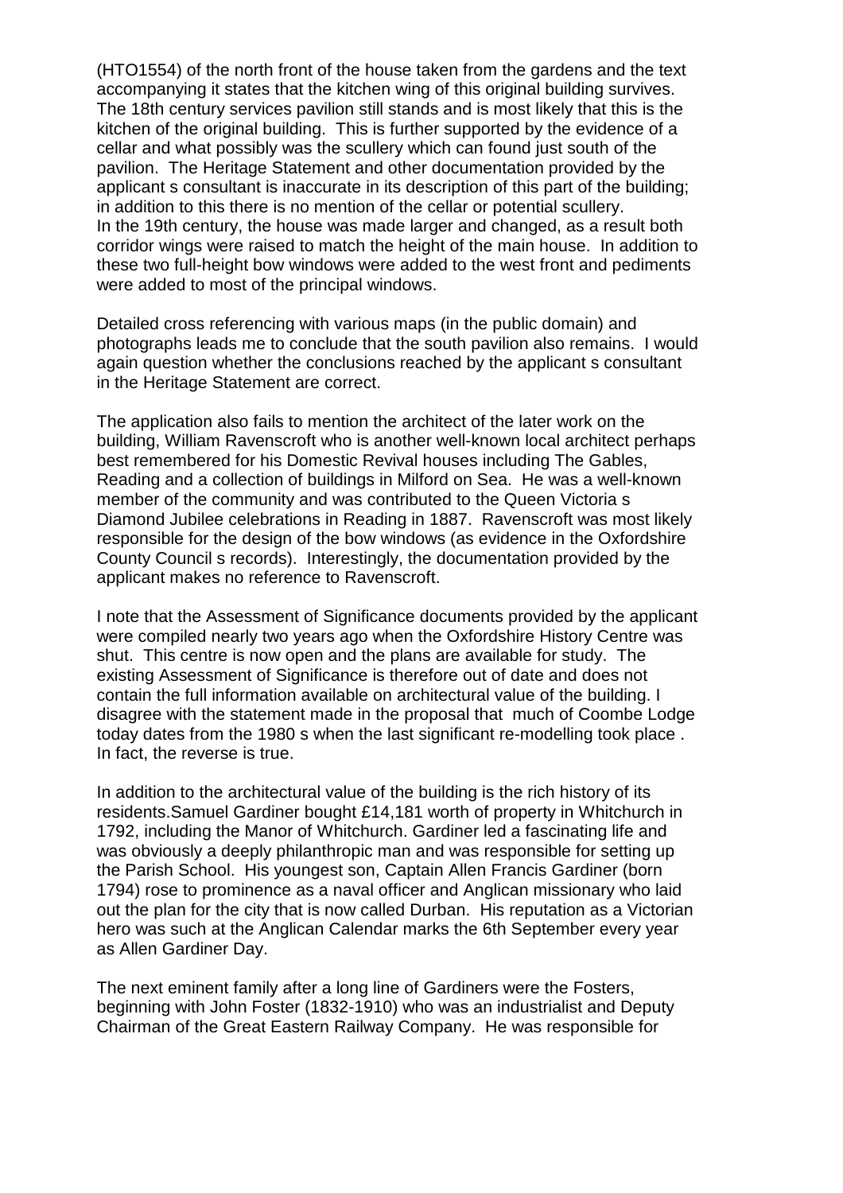(HTO1554) of the north front of the house taken from the gardens and the text accompanying it states that the kitchen wing of this original building survives. The 18th century services pavilion still stands and is most likely that this is the kitchen of the original building. This is further supported by the evidence of a cellar and what possibly was the scullery which can found just south of the pavilion. The Heritage Statement and other documentation provided by the applicant s consultant is inaccurate in its description of this part of the building; in addition to this there is no mention of the cellar or potential scullery.
In the 19th century, the house was made larger and changed, as a result both corridor wings were raised to match the height of the main house. In addition to these two full-height bow windows were added to the west front and pediments were added to most of the principal windows.

Detailed cross referencing with various maps (in the public domain) and photographs leads me to conclude that the south pavilion also remains. I would again question whether the conclusions reached by the applicant s consultant in the Heritage Statement are correct.

The application also fails to mention the architect of the later work on the building, William Ravenscroft who is another well-known local architect perhaps best remembered for his Domestic Revival houses including The Gables, Reading and a collection of buildings in Milford on Sea. He was a well-known member of the community and was contributed to the Queen Victoria s Diamond Jubilee celebrations in Reading in 1887. Ravenscroft was most likely responsible for the design of the bow windows (as evidence in the Oxfordshire County Council s records). Interestingly, the documentation provided by the applicant makes no reference to Ravenscroft.

I note that the Assessment of Significance documents provided by the applicant were compiled nearly two years ago when the Oxfordshire History Centre was shut. This centre is now open and the plans are available for study. The existing Assessment of Significance is therefore out of date and does not contain the full information available on architectural value of the building. I disagree with the statement made in the proposal that much of Coombe Lodge today dates from the 1980 s when the last significant re-modelling took place . In fact, the reverse is true.

In addition to the architectural value of the building is the rich history of its residents.Samuel Gardiner bought £14,181 worth of property in Whitchurch in 1792, including the Manor of Whitchurch. Gardiner led a fascinating life and was obviously a deeply philanthropic man and was responsible for setting up the Parish School. His youngest son, Captain Allen Francis Gardiner (born 1794) rose to prominence as a naval officer and Anglican missionary who laid out the plan for the city that is now called Durban. His reputation as a Victorian hero was such at the Anglican Calendar marks the 6th September every year as Allen Gardiner Day.

The next eminent family after a long line of Gardiners were the Fosters, beginning with John Foster (1832-1910) who was an industrialist and Deputy Chairman of the Great Eastern Railway Company. He was responsible for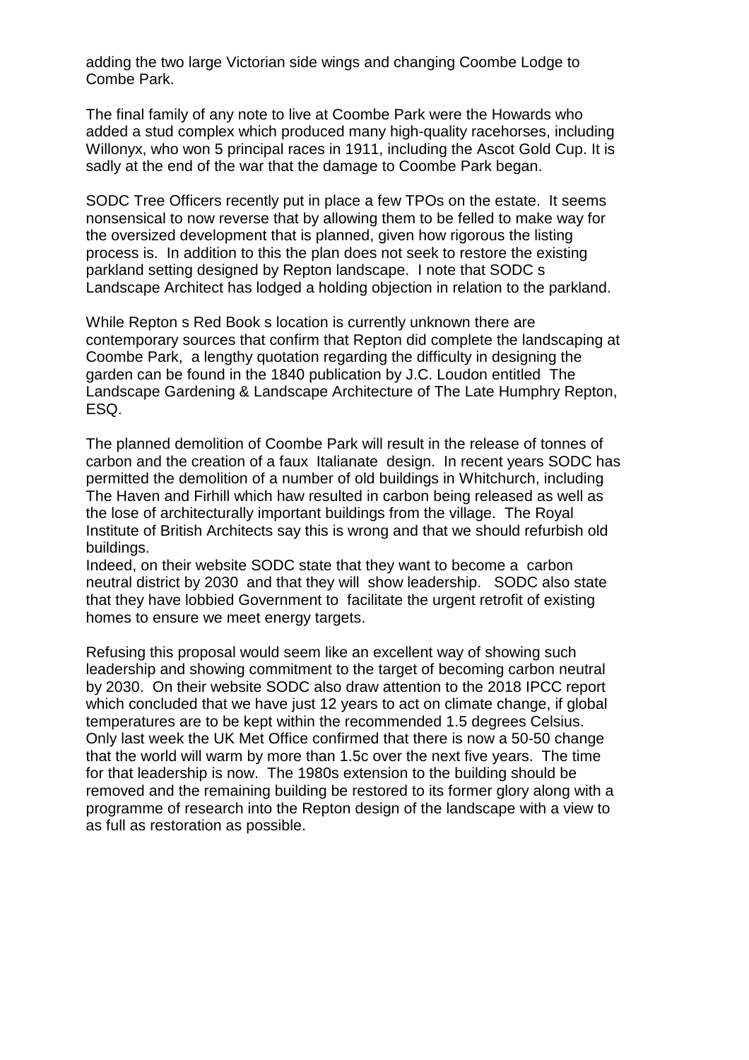adding the two large Victorian side wings and changing Coombe Lodge to Combe Park.

The final family of any note to live at Coombe Park were the Howards who added a stud complex which produced many high-quality racehorses, including Willonyx, who won 5 principal races in 1911, including the Ascot Gold Cup. It is sadly at the end of the war that the damage to Coombe Park began.

SODC Tree Officers recently put in place a few TPOs on the estate. It seems nonsensical to now reverse that by allowing them to be felled to make way for the oversized development that is planned, given how rigorous the listing process is. In addition to this the plan does not seek to restore the existing parkland setting designed by Repton landscape. I note that SODC s Landscape Architect has lodged a holding objection in relation to the parkland.

While Repton s Red Book s location is currently unknown there are contemporary sources that confirm that Repton did complete the landscaping at Coombe Park, a lengthy quotation regarding the difficulty in designing the garden can be found in the 1840 publication by J.C. Loudon entitled The Landscape Gardening & Landscape Architecture of The Late Humphry Repton, ESQ.

The planned demolition of Coombe Park will result in the release of tonnes of carbon and the creation of a faux Italianate design. In recent years SODC has permitted the demolition of a number of old buildings in Whitchurch, including The Haven and Firhill which haw resulted in carbon being released as well as the lose of architecturally important buildings from the village. The Royal Institute of British Architects say this is wrong and that we should refurbish old buildings.
Indeed, on their website SODC state that they want to become a carbon neutral district by 2030 and that they will show leadership. SODC also state that they have lobbied Government to facilitate the urgent retrofit of existing homes to ensure we meet energy targets.

Refusing this proposal would seem like an excellent way of showing such leadership and showing commitment to the target of becoming carbon neutral by 2030. On their website SODC also draw attention to the 2018 IPCC report which concluded that we have just 12 years to act on climate change, if global temperatures are to be kept within the recommended 1.5 degrees Celsius. Only last week the UK Met Office confirmed that there is now a 50-50 change that the world will warm by more than 1.5c over the next five years. The time for that leadership is now. The 1980s extension to the building should be removed and the remaining building be restored to its former glory along with a programme of research into the Repton design of the landscape with a view to as full as restoration as possible.